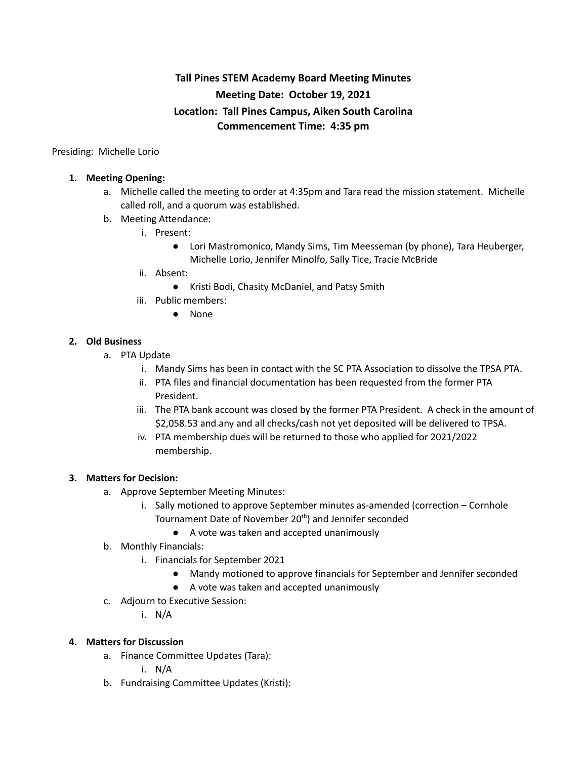# Tall Pines STEM Academy Board Meeting Minutes

**Meeting Date: October 19, 2021**

**Location: Tall Pines Campus, Aiken South Carolina**

**Commencement Time: 4:35 pm**

Presiding: Michelle Lorio

1. **Meeting Opening:**
   a. Michelle called the meeting to order at 4:35pm and Tara read the mission statement. Michelle called roll, and a quorum was established.
   b. Meeting Attendance:
      i. Present:
         - Lori Mastromonico, Mandy Sims, Tim Meesseman (by phone), Tara Heuberger, Michelle Lorio, Jennifer Minolfo, Sally Tice, Tracie McBride
      ii. Absent:
         - Kristi Bodi, Chasity McDaniel, and Patsy Smith
      iii. Public members:
         - None

2. **Old Business**
   a. PTA Update
      i. Mandy Sims has been in contact with the SC PTA Association to dissolve the TPSA PTA.
      ii. PTA files and financial documentation has been requested from the former PTA President.
      iii. The PTA bank account was closed by the former PTA President. A check in the amount of $2,058.53 and any and all checks/cash not yet deposited will be delivered to TPSA.
      iv. PTA membership dues will be returned to those who applied for 2021/2022 membership.

3. **Matters for Decision:**
   a. Approve September Meeting Minutes:
      i. Sally motioned to approve September minutes as-amended (correction – Cornhole Tournament Date of November 20th) and Jennifer seconded
         - A vote was taken and accepted unanimously
   b. Monthly Financials:
      i. Financials for September 2021
         - Mandy motioned to approve financials for September and Jennifer seconded
         - A vote was taken and accepted unanimously
   c. Adjourn to Executive Session:
      i. N/A

4. **Matters for Discussion**
   a. Finance Committee Updates (Tara):
      i. N/A
   b. Fundraising Committee Updates (Kristi):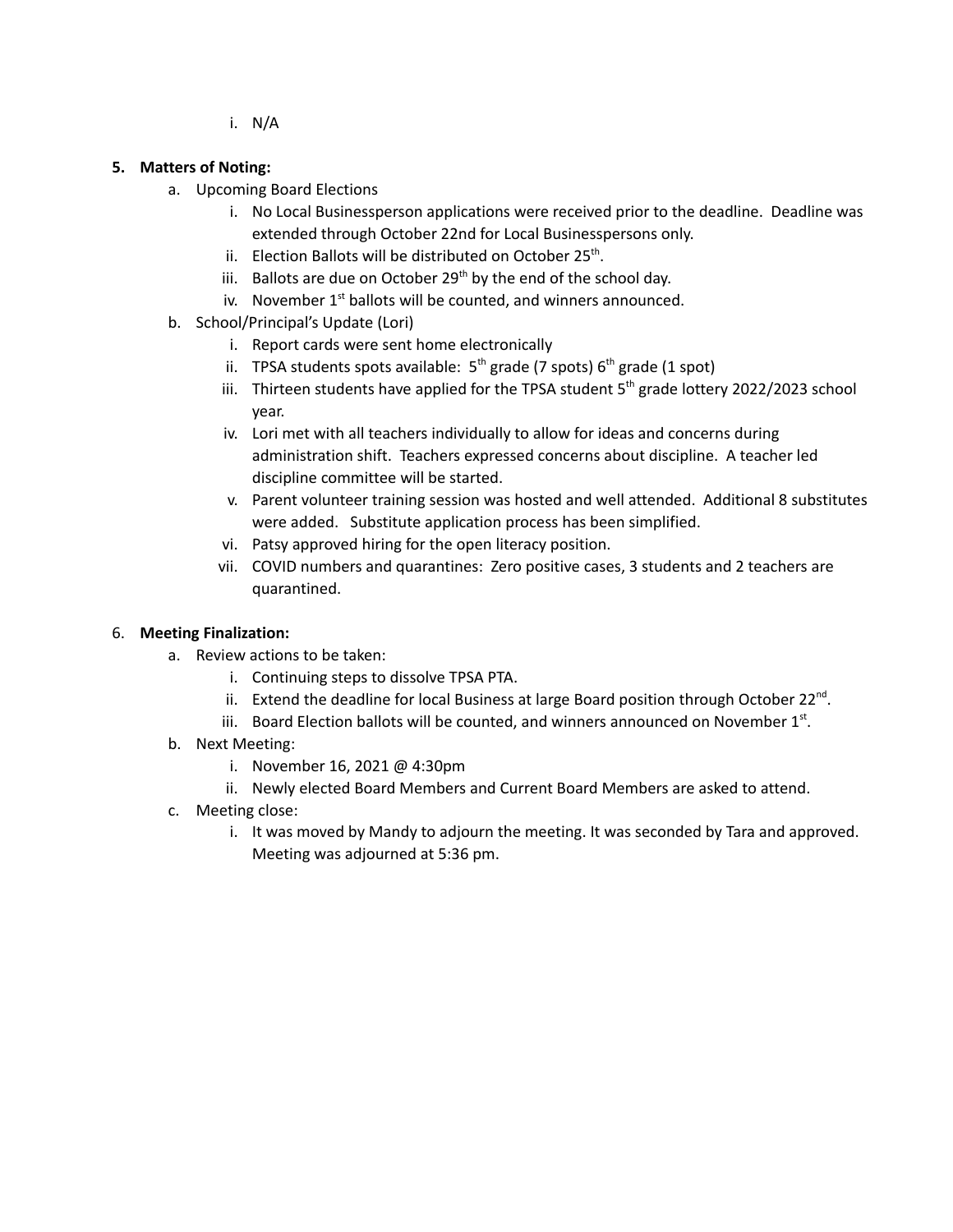i. N/A

5. **Matters of Noting:**
   a. Upcoming Board Elections
      i. No Local Businessperson applications were received prior to the deadline. Deadline was extended through October 22nd for Local Businesspersons only.
      ii. Election Ballots will be distributed on October 25th.
      iii. Ballots are due on October 29th by the end of the school day.
      iv. November 1st ballots will be counted, and winners announced.
   b. School/Principal's Update (Lori)
      i. Report cards were sent home electronically
      ii. TPSA students spots available: 5th grade (7 spots) 6th grade (1 spot)
      iii. Thirteen students have applied for the TPSA student 5th grade lottery 2022/2023 school year.
      iv. Lori met with all teachers individually to allow for ideas and concerns during administration shift. Teachers expressed concerns about discipline. A teacher led discipline committee will be started.
      v. Parent volunteer training session was hosted and well attended. Additional 8 substitutes were added. Substitute application process has been simplified.
      vi. Patsy approved hiring for the open literacy position.
      vii. COVID numbers and quarantines: Zero positive cases, 3 students and 2 teachers are quarantined.

6. **Meeting Finalization:**
   a. Review actions to be taken:
      i. Continuing steps to dissolve TPSA PTA.
      ii. Extend the deadline for local Business at large Board position through October 22nd.
      iii. Board Election ballots will be counted, and winners announced on November 1st.
   b. Next Meeting:
      i. November 16, 2021 @ 4:30pm
      ii. Newly elected Board Members and Current Board Members are asked to attend.
   c. Meeting close:
      i. It was moved by Mandy to adjourn the meeting. It was seconded by Tara and approved. Meeting was adjourned at 5:36 pm.